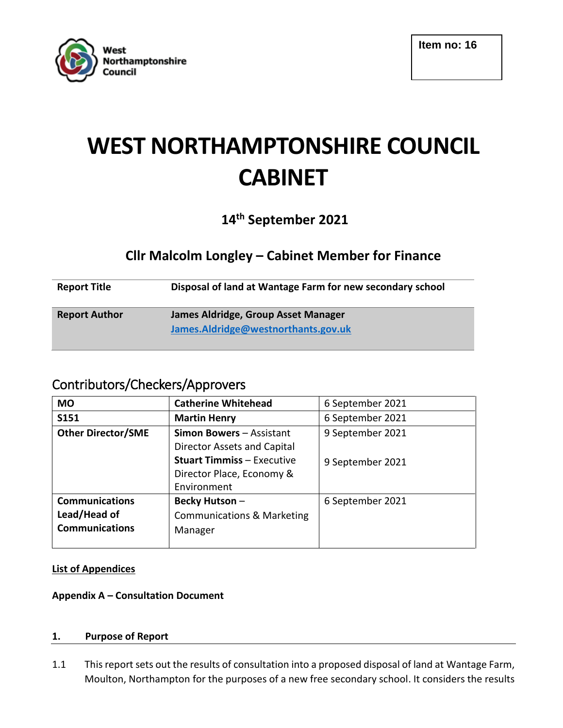Item no: 16

# WEST NORTHAMPTONSHIRE COUNCIL CABINET

## 14th September 2021

## Cllr Malcolm Longley – Cabinet Member for Finance

| **Report Title** | **Disposal of land at Wantage Farm for new secondary school** |
|---|---|
| **Report Author** | **James Aldridge, Group Asset Manager** [James.Aldridge@westnorthants.gov.uk](mailto:James.Aldridge@westnorthants.gov.uk) |

## Contributors/Checkers/Approvers

| **MO** | **Catherine Whitehead** | 6 September 2021 |
|---|---|---|
| **S151** | **Martin Henry** | 6 September 2021 |
| **Other Director/SME** | **Simon Bowers** – Assistant Director Assets and Capital<br>**Stuart Timmiss** – Executive Director Place, Economy & Environment | 9 September 2021<br>9 September 2021 |
| **Communications Lead/Head of Communications** | **Becky Hutson** – Communications & Marketing Manager | 6 September 2021 |

**List of Appendices**

**Appendix A – Consultation Document**

### 1. Purpose of Report

1.1 This report sets out the results of consultation into a proposed disposal of land at Wantage Farm, Moulton, Northampton for the purposes of a new free secondary school. It considers the results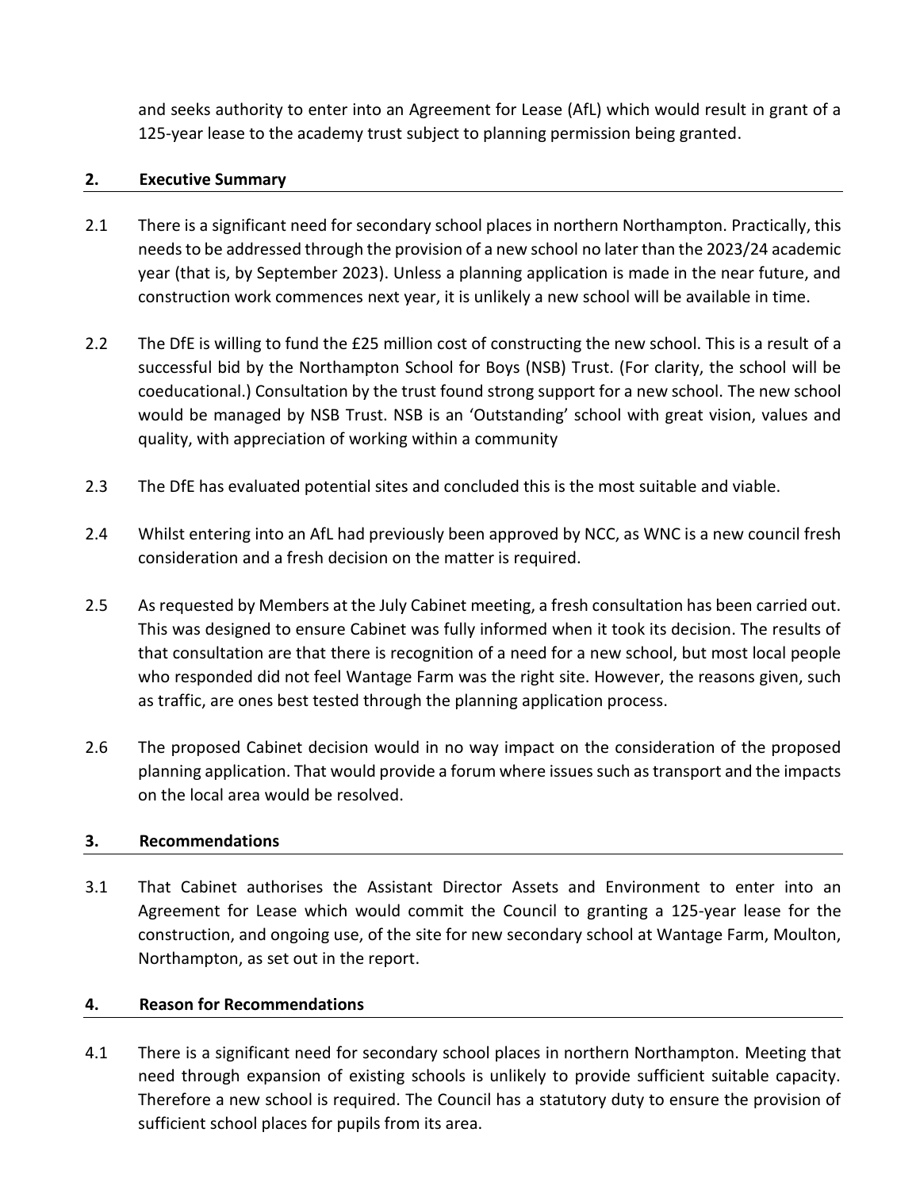and seeks authority to enter into an Agreement for Lease (AfL) which would result in grant of a 125-year lease to the academy trust subject to planning permission being granted.

## 2. Executive Summary

2.1 There is a significant need for secondary school places in northern Northampton. Practically, this needs to be addressed through the provision of a new school no later than the 2023/24 academic year (that is, by September 2023). Unless a planning application is made in the near future, and construction work commences next year, it is unlikely a new school will be available in time.

2.2 The DfE is willing to fund the £25 million cost of constructing the new school. This is a result of a successful bid by the Northampton School for Boys (NSB) Trust. (For clarity, the school will be coeducational.) Consultation by the trust found strong support for a new school. The new school would be managed by NSB Trust. NSB is an 'Outstanding' school with great vision, values and quality, with appreciation of working within a community

2.3 The DfE has evaluated potential sites and concluded this is the most suitable and viable.

2.4 Whilst entering into an AfL had previously been approved by NCC, as WNC is a new council fresh consideration and a fresh decision on the matter is required.

2.5 As requested by Members at the July Cabinet meeting, a fresh consultation has been carried out. This was designed to ensure Cabinet was fully informed when it took its decision. The results of that consultation are that there is recognition of a need for a new school, but most local people who responded did not feel Wantage Farm was the right site. However, the reasons given, such as traffic, are ones best tested through the planning application process.

2.6 The proposed Cabinet decision would in no way impact on the consideration of the proposed planning application. That would provide a forum where issues such as transport and the impacts on the local area would be resolved.

## 3. Recommendations

3.1 That Cabinet authorises the Assistant Director Assets and Environment to enter into an Agreement for Lease which would commit the Council to granting a 125-year lease for the construction, and ongoing use, of the site for new secondary school at Wantage Farm, Moulton, Northampton, as set out in the report.

## 4. Reason for Recommendations

4.1 There is a significant need for secondary school places in northern Northampton. Meeting that need through expansion of existing schools is unlikely to provide sufficient suitable capacity. Therefore a new school is required. The Council has a statutory duty to ensure the provision of sufficient school places for pupils from its area.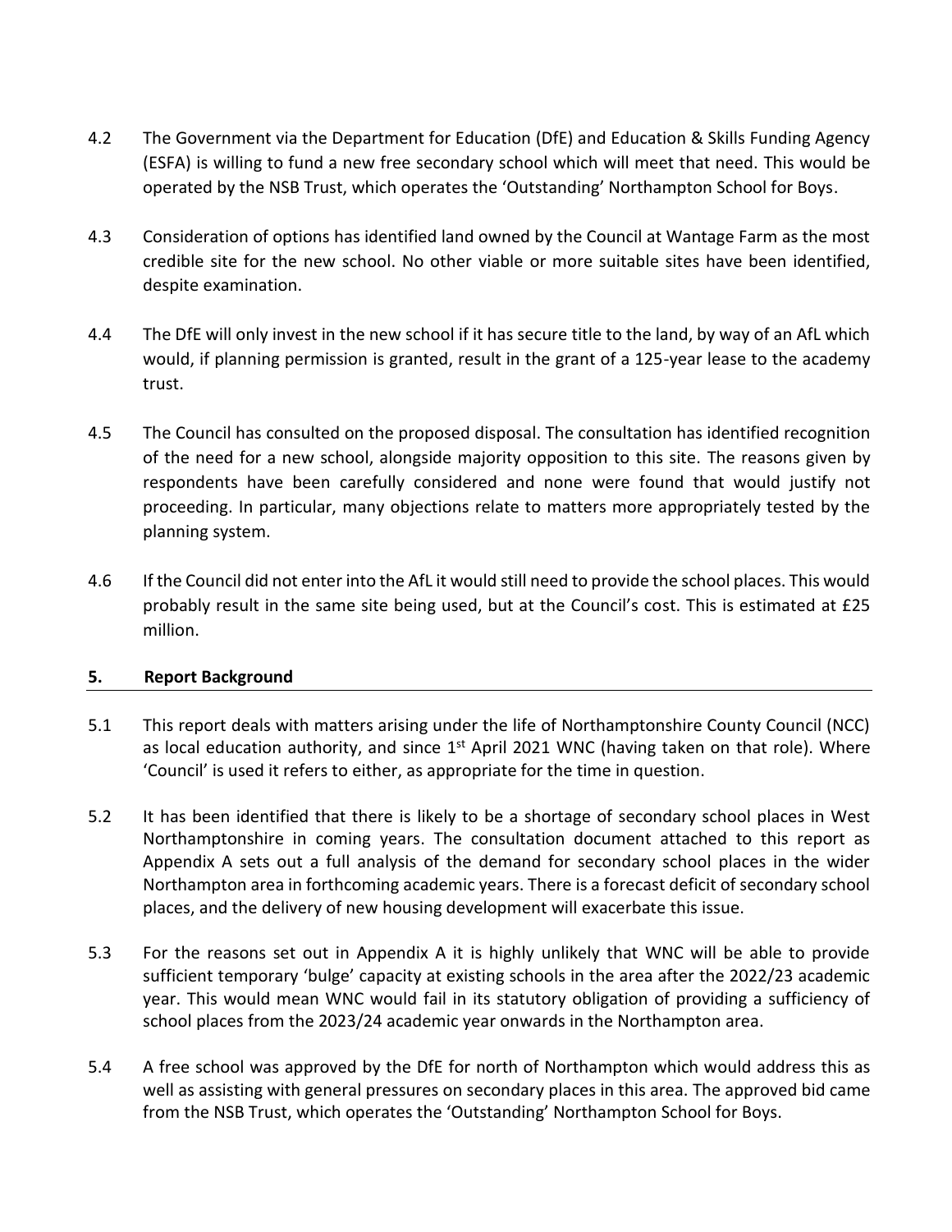4.2 The Government via the Department for Education (DfE) and Education & Skills Funding Agency (ESFA) is willing to fund a new free secondary school which will meet that need. This would be operated by the NSB Trust, which operates the 'Outstanding' Northampton School for Boys.

4.3 Consideration of options has identified land owned by the Council at Wantage Farm as the most credible site for the new school. No other viable or more suitable sites have been identified, despite examination.

4.4 The DfE will only invest in the new school if it has secure title to the land, by way of an AfL which would, if planning permission is granted, result in the grant of a 125-year lease to the academy trust.

4.5 The Council has consulted on the proposed disposal. The consultation has identified recognition of the need for a new school, alongside majority opposition to this site. The reasons given by respondents have been carefully considered and none were found that would justify not proceeding. In particular, many objections relate to matters more appropriately tested by the planning system.

4.6 If the Council did not enter into the AfL it would still need to provide the school places. This would probably result in the same site being used, but at the Council's cost. This is estimated at £25 million.

## 5. Report Background

5.1 This report deals with matters arising under the life of Northamptonshire County Council (NCC) as local education authority, and since 1st April 2021 WNC (having taken on that role). Where 'Council' is used it refers to either, as appropriate for the time in question.

5.2 It has been identified that there is likely to be a shortage of secondary school places in West Northamptonshire in coming years. The consultation document attached to this report as Appendix A sets out a full analysis of the demand for secondary school places in the wider Northampton area in forthcoming academic years. There is a forecast deficit of secondary school places, and the delivery of new housing development will exacerbate this issue.

5.3 For the reasons set out in Appendix A it is highly unlikely that WNC will be able to provide sufficient temporary 'bulge' capacity at existing schools in the area after the 2022/23 academic year. This would mean WNC would fail in its statutory obligation of providing a sufficiency of school places from the 2023/24 academic year onwards in the Northampton area.

5.4 A free school was approved by the DfE for north of Northampton which would address this as well as assisting with general pressures on secondary places in this area. The approved bid came from the NSB Trust, which operates the 'Outstanding' Northampton School for Boys.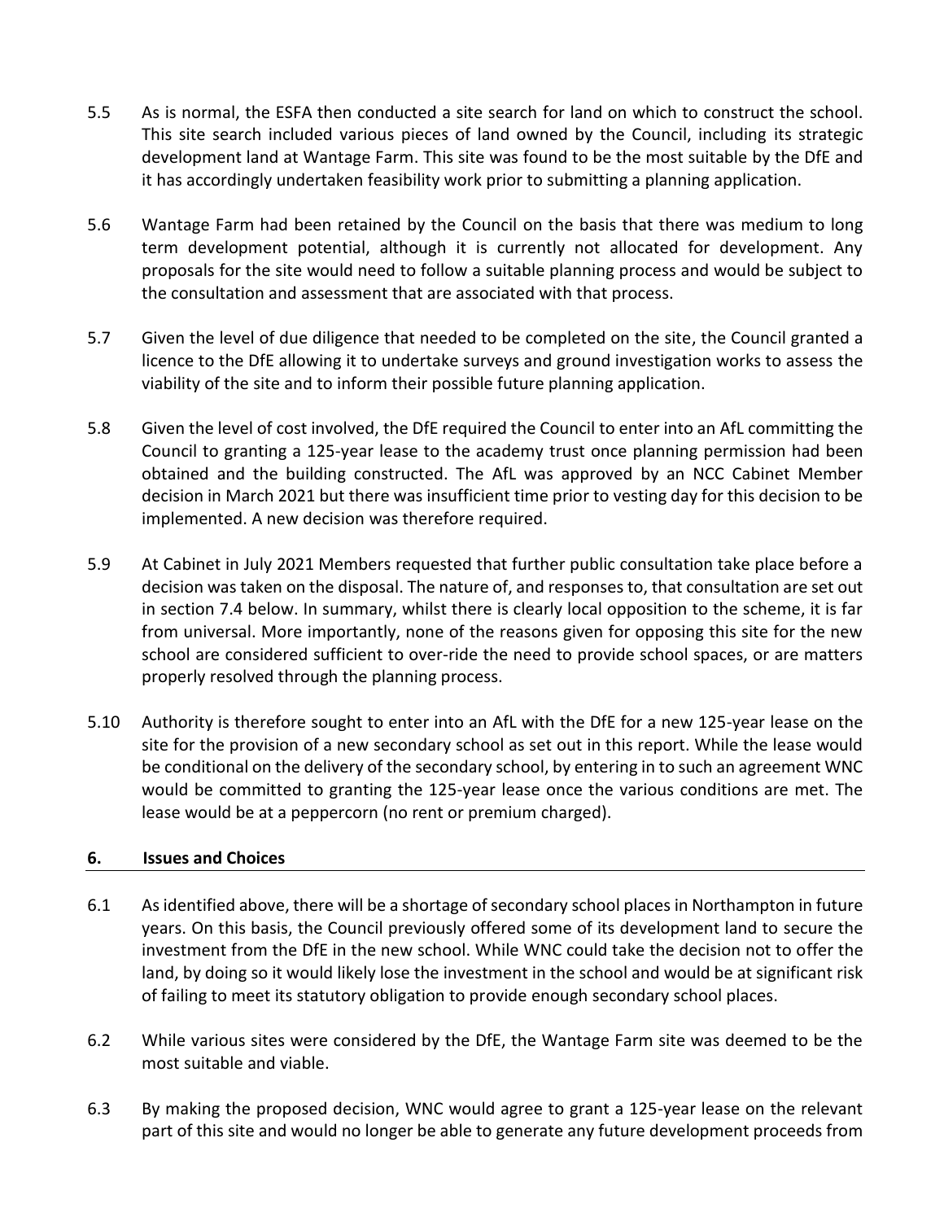5.5 As is normal, the ESFA then conducted a site search for land on which to construct the school. This site search included various pieces of land owned by the Council, including its strategic development land at Wantage Farm. This site was found to be the most suitable by the DfE and it has accordingly undertaken feasibility work prior to submitting a planning application.

5.6 Wantage Farm had been retained by the Council on the basis that there was medium to long term development potential, although it is currently not allocated for development. Any proposals for the site would need to follow a suitable planning process and would be subject to the consultation and assessment that are associated with that process.

5.7 Given the level of due diligence that needed to be completed on the site, the Council granted a licence to the DfE allowing it to undertake surveys and ground investigation works to assess the viability of the site and to inform their possible future planning application.

5.8 Given the level of cost involved, the DfE required the Council to enter into an AfL committing the Council to granting a 125-year lease to the academy trust once planning permission had been obtained and the building constructed. The AfL was approved by an NCC Cabinet Member decision in March 2021 but there was insufficient time prior to vesting day for this decision to be implemented. A new decision was therefore required.

5.9 At Cabinet in July 2021 Members requested that further public consultation take place before a decision was taken on the disposal. The nature of, and responses to, that consultation are set out in section 7.4 below. In summary, whilst there is clearly local opposition to the scheme, it is far from universal. More importantly, none of the reasons given for opposing this site for the new school are considered sufficient to over-ride the need to provide school spaces, or are matters properly resolved through the planning process.

5.10 Authority is therefore sought to enter into an AfL with the DfE for a new 125-year lease on the site for the provision of a new secondary school as set out in this report. While the lease would be conditional on the delivery of the secondary school, by entering in to such an agreement WNC would be committed to granting the 125-year lease once the various conditions are met. The lease would be at a peppercorn (no rent or premium charged).

## 6. Issues and Choices

6.1 As identified above, there will be a shortage of secondary school places in Northampton in future years. On this basis, the Council previously offered some of its development land to secure the investment from the DfE in the new school. While WNC could take the decision not to offer the land, by doing so it would likely lose the investment in the school and would be at significant risk of failing to meet its statutory obligation to provide enough secondary school places.

6.2 While various sites were considered by the DfE, the Wantage Farm site was deemed to be the most suitable and viable.

6.3 By making the proposed decision, WNC would agree to grant a 125-year lease on the relevant part of this site and would no longer be able to generate any future development proceeds from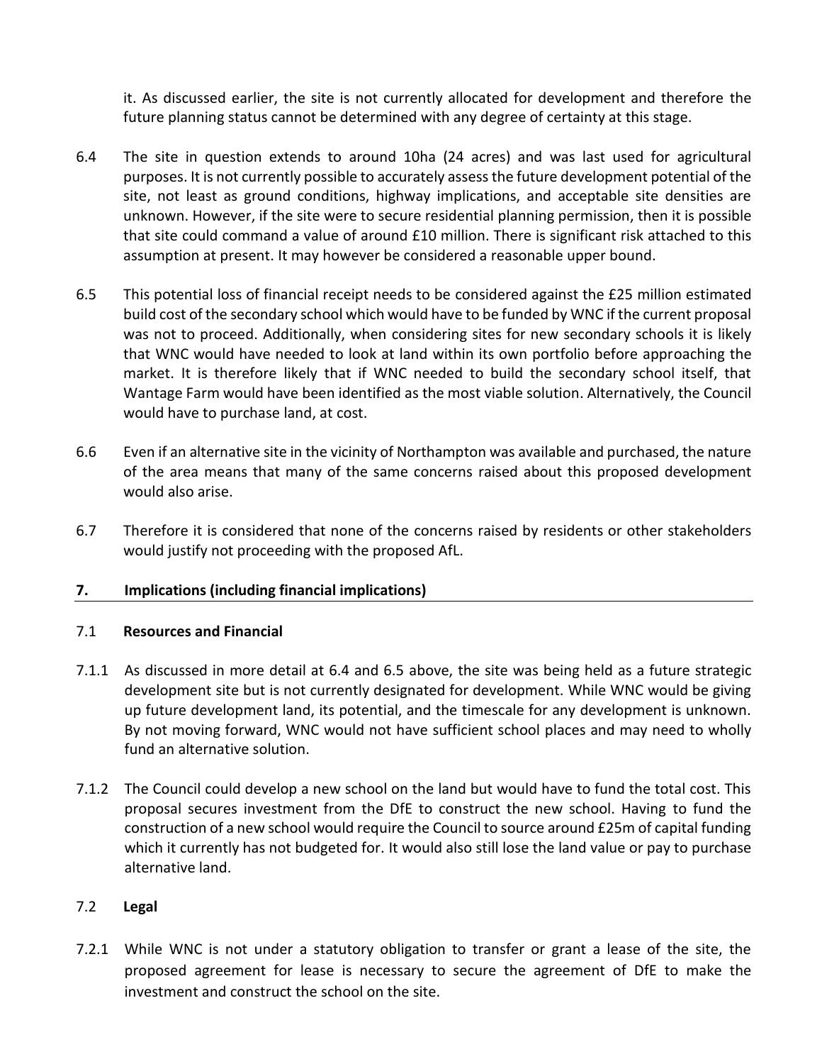it. As discussed earlier, the site is not currently allocated for development and therefore the future planning status cannot be determined with any degree of certainty at this stage.

6.4 The site in question extends to around 10ha (24 acres) and was last used for agricultural purposes. It is not currently possible to accurately assess the future development potential of the site, not least as ground conditions, highway implications, and acceptable site densities are unknown. However, if the site were to secure residential planning permission, then it is possible that site could command a value of around £10 million. There is significant risk attached to this assumption at present. It may however be considered a reasonable upper bound.

6.5 This potential loss of financial receipt needs to be considered against the £25 million estimated build cost of the secondary school which would have to be funded by WNC if the current proposal was not to proceed. Additionally, when considering sites for new secondary schools it is likely that WNC would have needed to look at land within its own portfolio before approaching the market. It is therefore likely that if WNC needed to build the secondary school itself, that Wantage Farm would have been identified as the most viable solution. Alternatively, the Council would have to purchase land, at cost.

6.6 Even if an alternative site in the vicinity of Northampton was available and purchased, the nature of the area means that many of the same concerns raised about this proposed development would also arise.

6.7 Therefore it is considered that none of the concerns raised by residents or other stakeholders would justify not proceeding with the proposed AfL.

## 7. Implications (including financial implications)

### 7.1 Resources and Financial

7.1.1 As discussed in more detail at 6.4 and 6.5 above, the site was being held as a future strategic development site but is not currently designated for development. While WNC would be giving up future development land, its potential, and the timescale for any development is unknown. By not moving forward, WNC would not have sufficient school places and may need to wholly fund an alternative solution.

7.1.2 The Council could develop a new school on the land but would have to fund the total cost. This proposal secures investment from the DfE to construct the new school. Having to fund the construction of a new school would require the Council to source around £25m of capital funding which it currently has not budgeted for. It would also still lose the land value or pay to purchase alternative land.

### 7.2 Legal

7.2.1 While WNC is not under a statutory obligation to transfer or grant a lease of the site, the proposed agreement for lease is necessary to secure the agreement of DfE to make the investment and construct the school on the site.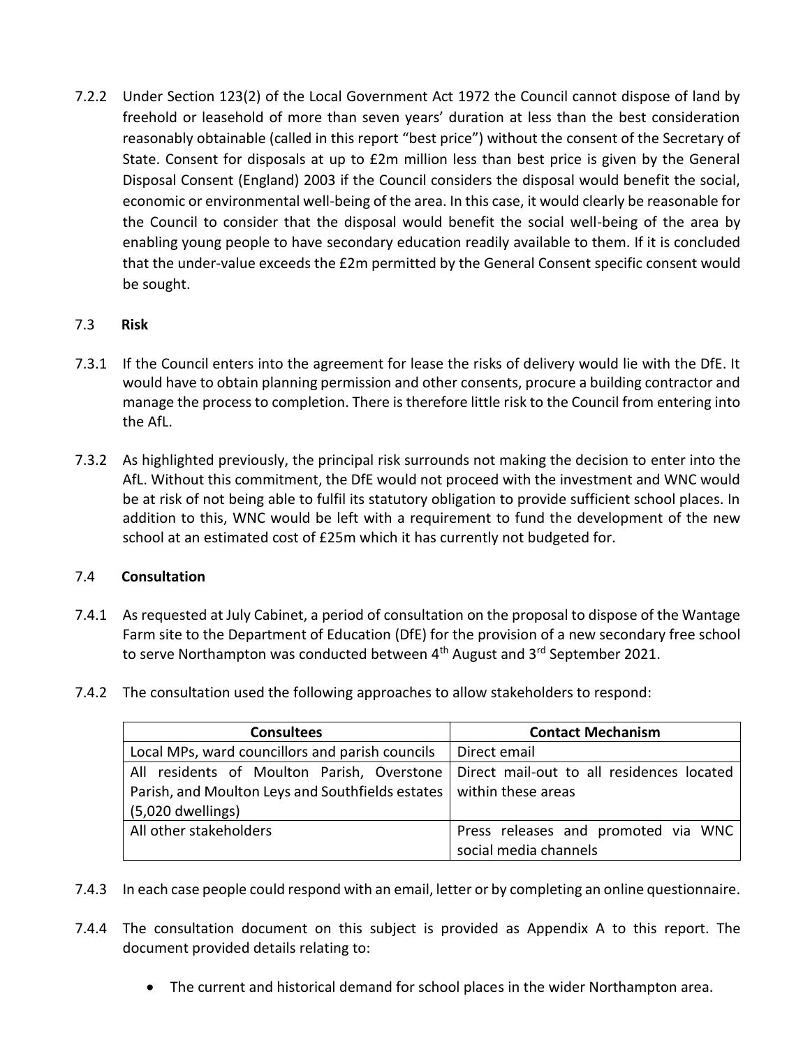7.2.2 Under Section 123(2) of the Local Government Act 1972 the Council cannot dispose of land by freehold or leasehold of more than seven years' duration at less than the best consideration reasonably obtainable (called in this report "best price") without the consent of the Secretary of State. Consent for disposals at up to £2m million less than best price is given by the General Disposal Consent (England) 2003 if the Council considers the disposal would benefit the social, economic or environmental well-being of the area. In this case, it would clearly be reasonable for the Council to consider that the disposal would benefit the social well-being of the area by enabling young people to have secondary education readily available to them. If it is concluded that the under-value exceeds the £2m permitted by the General Consent specific consent would be sought.

### 7.3 Risk

7.3.1 If the Council enters into the agreement for lease the risks of delivery would lie with the DfE. It would have to obtain planning permission and other consents, procure a building contractor and manage the process to completion. There is therefore little risk to the Council from entering into the AfL.

7.3.2 As highlighted previously, the principal risk surrounds not making the decision to enter into the AfL. Without this commitment, the DfE would not proceed with the investment and WNC would be at risk of not being able to fulfil its statutory obligation to provide sufficient school places. In addition to this, WNC would be left with a requirement to fund the development of the new school at an estimated cost of £25m which it has currently not budgeted for.

### 7.4 Consultation

7.4.1 As requested at July Cabinet, a period of consultation on the proposal to dispose of the Wantage Farm site to the Department of Education (DfE) for the provision of a new secondary free school to serve Northampton was conducted between 4th August and 3rd September 2021.

7.4.2 The consultation used the following approaches to allow stakeholders to respond:

| Consultees | Contact Mechanism |
|---|---|
| Local MPs, ward councillors and parish councils | Direct email |
| All residents of Moulton Parish, Overstone Parish, and Moulton Leys and Southfields estates (5,020 dwellings) | Direct mail-out to all residences located within these areas |
| All other stakeholders | Press releases and promoted via WNC social media channels |

7.4.3 In each case people could respond with an email, letter or by completing an online questionnaire.

7.4.4 The consultation document on this subject is provided as Appendix A to this report. The document provided details relating to:

- The current and historical demand for school places in the wider Northampton area.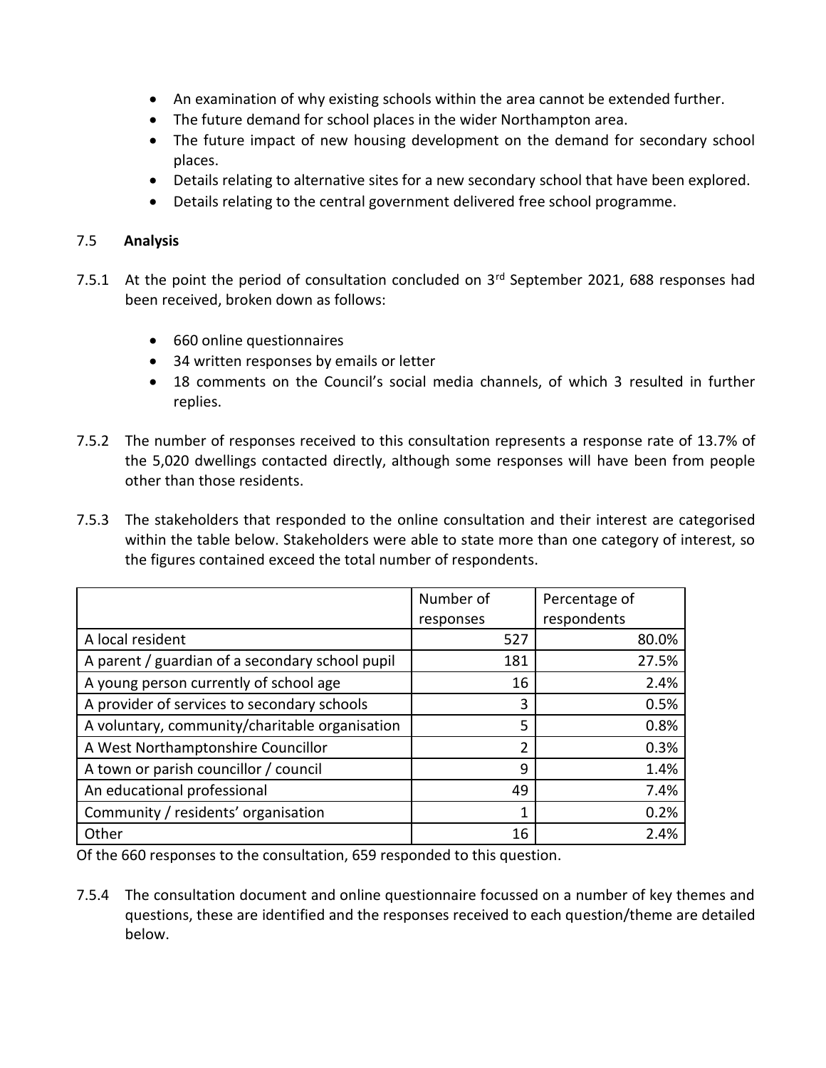- An examination of why existing schools within the area cannot be extended further.
- The future demand for school places in the wider Northampton area.
- The future impact of new housing development on the demand for secondary school places.
- Details relating to alternative sites for a new secondary school that have been explored.
- Details relating to the central government delivered free school programme.

### 7.5 Analysis

7.5.1 At the point the period of consultation concluded on 3rd September 2021, 688 responses had been received, broken down as follows:

- 660 online questionnaires
- 34 written responses by emails or letter
- 18 comments on the Council's social media channels, of which 3 resulted in further replies.

7.5.2 The number of responses received to this consultation represents a response rate of 13.7% of the 5,020 dwellings contacted directly, although some responses will have been from people other than those residents.

7.5.3 The stakeholders that responded to the online consultation and their interest are categorised within the table below. Stakeholders were able to state more than one category of interest, so the figures contained exceed the total number of respondents.

| | Number of responses | Percentage of respondents |
|---|---:|---:|
| A local resident | 527 | 80.0% |
| A parent / guardian of a secondary school pupil | 181 | 27.5% |
| A young person currently of school age | 16 | 2.4% |
| A provider of services to secondary schools | 3 | 0.5% |
| A voluntary, community/charitable organisation | 5 | 0.8% |
| A West Northamptonshire Councillor | 2 | 0.3% |
| A town or parish councillor / council | 9 | 1.4% |
| An educational professional | 49 | 7.4% |
| Community / residents' organisation | 1 | 0.2% |
| Other | 16 | 2.4% |

Of the 660 responses to the consultation, 659 responded to this question.

7.5.4 The consultation document and online questionnaire focussed on a number of key themes and questions, these are identified and the responses received to each question/theme are detailed below.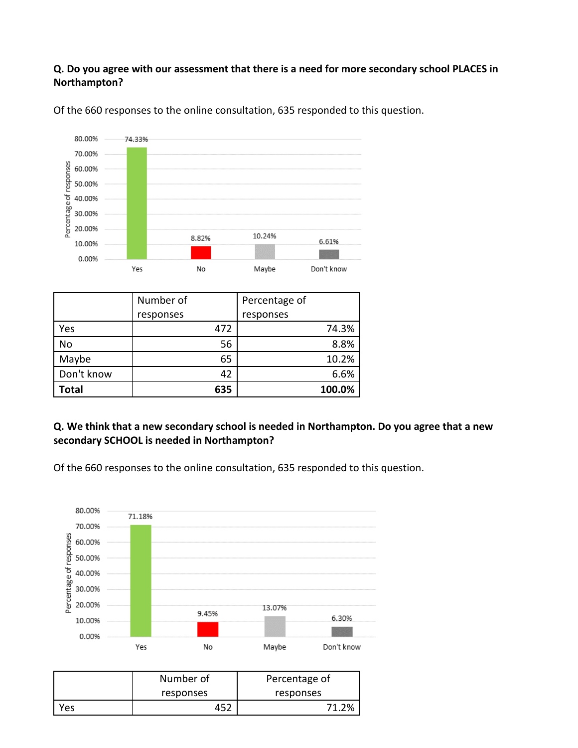**Q. Do you agree with our assessment that there is a need for more secondary school PLACES in Northampton?**

Of the 660 responses to the online consultation, 635 responded to this question.

| | Number of responses | Percentage of responses |
|---|---|---|
| Yes | 472 | 74.3% |
| No | 56 | 8.8% |
| Maybe | 65 | 10.2% |
| Don't know | 42 | 6.6% |
| **Total** | **635** | **100.0%** |

**Q. We think that a new secondary school is needed in Northampton. Do you agree that a new secondary SCHOOL is needed in Northampton?**

Of the 660 responses to the online consultation, 635 responded to this question.

| | Number of responses | Percentage of responses |
|---|---|---|
| Yes | 452 | 71.2% |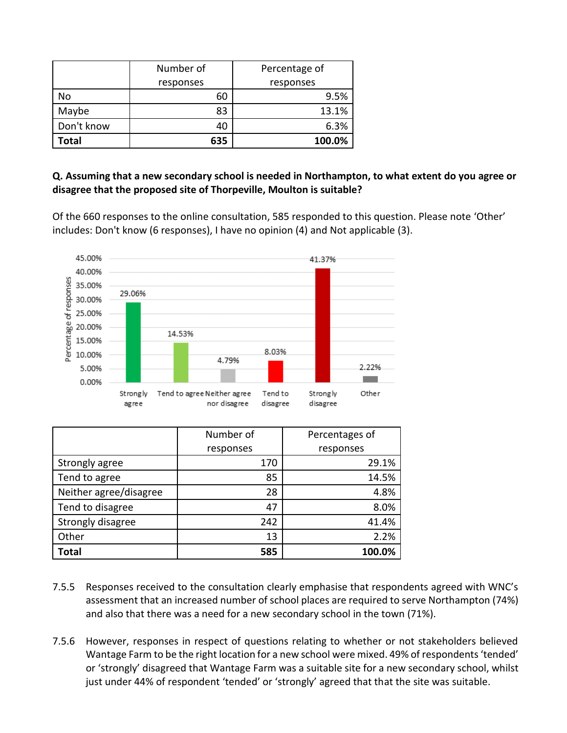| | Number of responses | Percentage of responses |
|---|---|---|
| No | 60 | 9.5% |
| Maybe | 83 | 13.1% |
| Don't know | 40 | 6.3% |
| **Total** | **635** | **100.0%** |

**Q. Assuming that a new secondary school is needed in Northampton, to what extent do you agree or disagree that the proposed site of Thorpeville, Moulton is suitable?**

Of the 660 responses to the online consultation, 585 responded to this question. Please note 'Other' includes: Don't know (6 responses), I have no opinion (4) and Not applicable (3).

| Response | Percentage of responses |
|---|---|
| Strongly agree | 29.06% |
| Tend to agree | 14.53% |
| Neither agree nor disagree | 4.79% |
| Tend to disagree | 8.03% |
| Strongly disagree | 41.37% |
| Other | 2.22% |

| | Number of responses | Percentages of responses |
|---|---|---|
| Strongly agree | 170 | 29.1% |
| Tend to agree | 85 | 14.5% |
| Neither agree/disagree | 28 | 4.8% |
| Tend to disagree | 47 | 8.0% |
| Strongly disagree | 242 | 41.4% |
| Other | 13 | 2.2% |
| **Total** | **585** | **100.0%** |

7.5.5 Responses received to the consultation clearly emphasise that respondents agreed with WNC's assessment that an increased number of school places are required to serve Northampton (74%) and also that there was a need for a new secondary school in the town (71%).

7.5.6 However, responses in respect of questions relating to whether or not stakeholders believed Wantage Farm to be the right location for a new school were mixed. 49% of respondents 'tended' or 'strongly' disagreed that Wantage Farm was a suitable site for a new secondary school, whilst just under 44% of respondent 'tended' or 'strongly' agreed that that the site was suitable.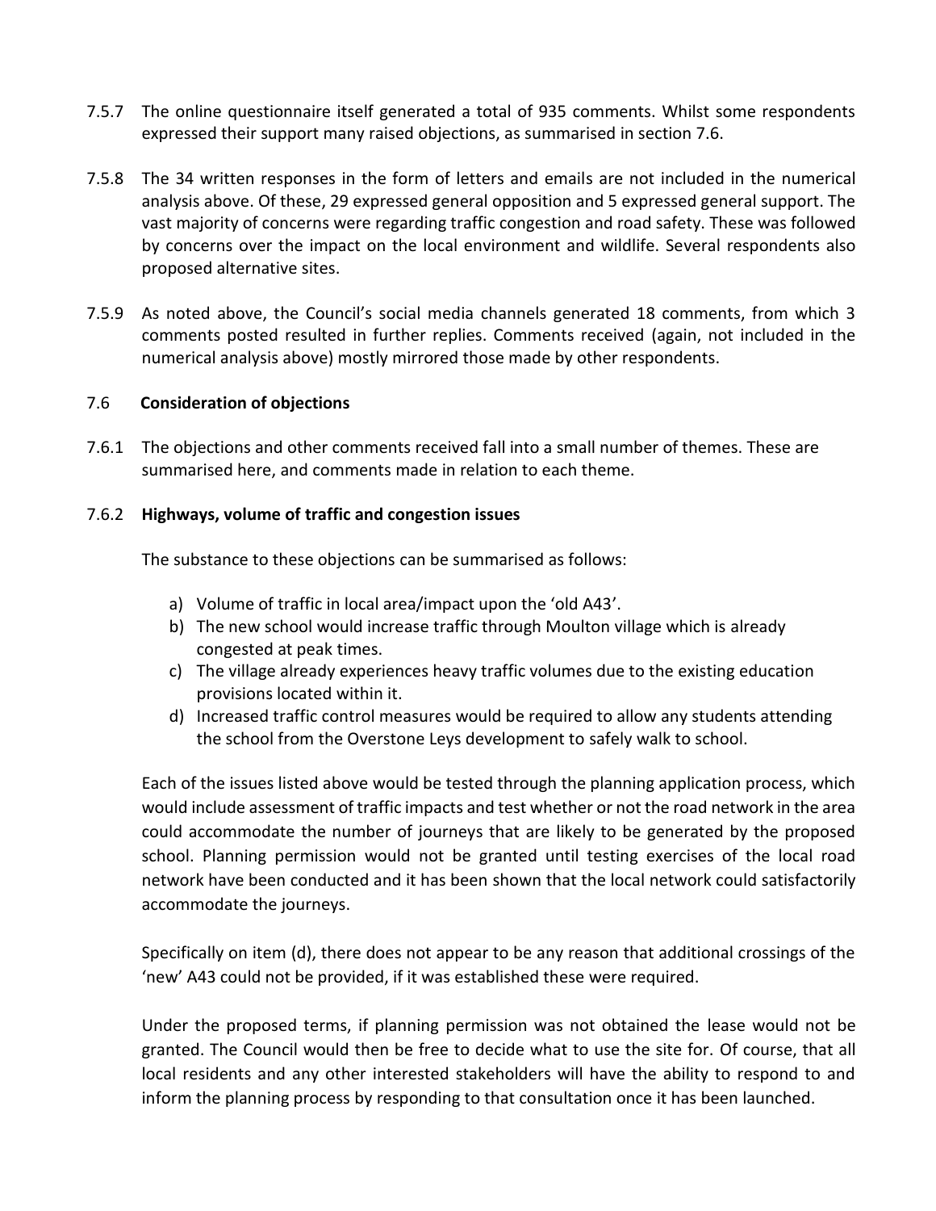7.5.7 The online questionnaire itself generated a total of 935 comments. Whilst some respondents expressed their support many raised objections, as summarised in section 7.6.

7.5.8 The 34 written responses in the form of letters and emails are not included in the numerical analysis above. Of these, 29 expressed general opposition and 5 expressed general support. The vast majority of concerns were regarding traffic congestion and road safety. These was followed by concerns over the impact on the local environment and wildlife. Several respondents also proposed alternative sites.

7.5.9 As noted above, the Council's social media channels generated 18 comments, from which 3 comments posted resulted in further replies. Comments received (again, not included in the numerical analysis above) mostly mirrored those made by other respondents.

## 7.6 Consideration of objections

7.6.1 The objections and other comments received fall into a small number of themes. These are summarised here, and comments made in relation to each theme.

### 7.6.2 Highways, volume of traffic and congestion issues

The substance to these objections can be summarised as follows:

a) Volume of traffic in local area/impact upon the 'old A43'.
b) The new school would increase traffic through Moulton village which is already congested at peak times.
c) The village already experiences heavy traffic volumes due to the existing education provisions located within it.
d) Increased traffic control measures would be required to allow any students attending the school from the Overstone Leys development to safely walk to school.

Each of the issues listed above would be tested through the planning application process, which would include assessment of traffic impacts and test whether or not the road network in the area could accommodate the number of journeys that are likely to be generated by the proposed school. Planning permission would not be granted until testing exercises of the local road network have been conducted and it has been shown that the local network could satisfactorily accommodate the journeys.

Specifically on item (d), there does not appear to be any reason that additional crossings of the 'new' A43 could not be provided, if it was established these were required.

Under the proposed terms, if planning permission was not obtained the lease would not be granted. The Council would then be free to decide what to use the site for. Of course, that all local residents and any other interested stakeholders will have the ability to respond to and inform the planning process by responding to that consultation once it has been launched.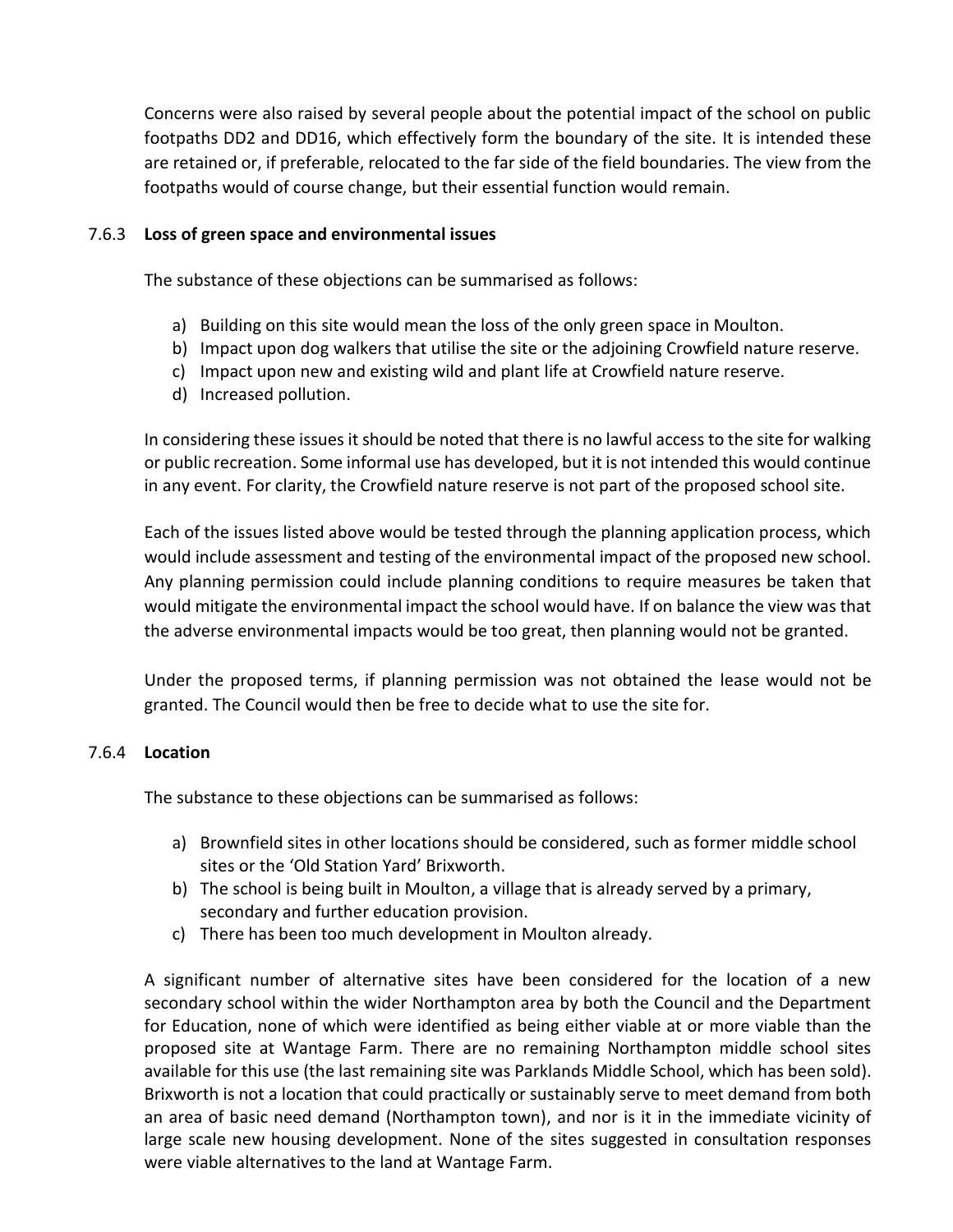Concerns were also raised by several people about the potential impact of the school on public footpaths DD2 and DD16, which effectively form the boundary of the site. It is intended these are retained or, if preferable, relocated to the far side of the field boundaries. The view from the footpaths would of course change, but their essential function would remain.

### 7.6.3 Loss of green space and environmental issues

The substance of these objections can be summarised as follows:

a) Building on this site would mean the loss of the only green space in Moulton.
b) Impact upon dog walkers that utilise the site or the adjoining Crowfield nature reserve.
c) Impact upon new and existing wild and plant life at Crowfield nature reserve.
d) Increased pollution.

In considering these issues it should be noted that there is no lawful access to the site for walking or public recreation. Some informal use has developed, but it is not intended this would continue in any event. For clarity, the Crowfield nature reserve is not part of the proposed school site.

Each of the issues listed above would be tested through the planning application process, which would include assessment and testing of the environmental impact of the proposed new school. Any planning permission could include planning conditions to require measures be taken that would mitigate the environmental impact the school would have. If on balance the view was that the adverse environmental impacts would be too great, then planning would not be granted.

Under the proposed terms, if planning permission was not obtained the lease would not be granted. The Council would then be free to decide what to use the site for.

### 7.6.4 Location

The substance to these objections can be summarised as follows:

a) Brownfield sites in other locations should be considered, such as former middle school sites or the 'Old Station Yard' Brixworth.
b) The school is being built in Moulton, a village that is already served by a primary, secondary and further education provision.
c) There has been too much development in Moulton already.

A significant number of alternative sites have been considered for the location of a new secondary school within the wider Northampton area by both the Council and the Department for Education, none of which were identified as being either viable at or more viable than the proposed site at Wantage Farm. There are no remaining Northampton middle school sites available for this use (the last remaining site was Parklands Middle School, which has been sold). Brixworth is not a location that could practically or sustainably serve to meet demand from both an area of basic need demand (Northampton town), and nor is it in the immediate vicinity of large scale new housing development. None of the sites suggested in consultation responses were viable alternatives to the land at Wantage Farm.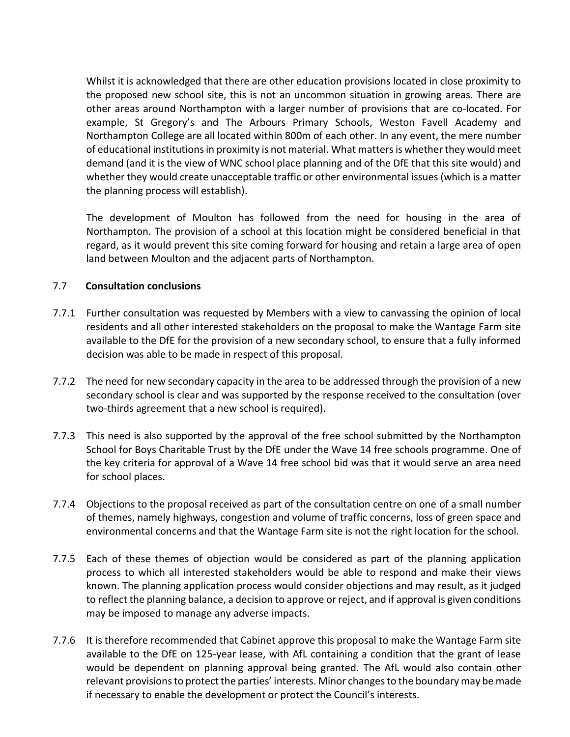Whilst it is acknowledged that there are other education provisions located in close proximity to the proposed new school site, this is not an uncommon situation in growing areas. There are other areas around Northampton with a larger number of provisions that are co-located. For example, St Gregory's and The Arbours Primary Schools, Weston Favell Academy and Northampton College are all located within 800m of each other. In any event, the mere number of educational institutions in proximity is not material. What matters is whether they would meet demand (and it is the view of WNC school place planning and of the DfE that this site would) and whether they would create unacceptable traffic or other environmental issues (which is a matter the planning process will establish).

The development of Moulton has followed from the need for housing in the area of Northampton. The provision of a school at this location might be considered beneficial in that regard, as it would prevent this site coming forward for housing and retain a large area of open land between Moulton and the adjacent parts of Northampton.

## 7.7 Consultation conclusions

7.7.1 Further consultation was requested by Members with a view to canvassing the opinion of local residents and all other interested stakeholders on the proposal to make the Wantage Farm site available to the DfE for the provision of a new secondary school, to ensure that a fully informed decision was able to be made in respect of this proposal.

7.7.2 The need for new secondary capacity in the area to be addressed through the provision of a new secondary school is clear and was supported by the response received to the consultation (over two-thirds agreement that a new school is required).

7.7.3 This need is also supported by the approval of the free school submitted by the Northampton School for Boys Charitable Trust by the DfE under the Wave 14 free schools programme. One of the key criteria for approval of a Wave 14 free school bid was that it would serve an area need for school places.

7.7.4 Objections to the proposal received as part of the consultation centre on one of a small number of themes, namely highways, congestion and volume of traffic concerns, loss of green space and environmental concerns and that the Wantage Farm site is not the right location for the school.

7.7.5 Each of these themes of objection would be considered as part of the planning application process to which all interested stakeholders would be able to respond and make their views known. The planning application process would consider objections and may result, as it judged to reflect the planning balance, a decision to approve or reject, and if approval is given conditions may be imposed to manage any adverse impacts.

7.7.6 It is therefore recommended that Cabinet approve this proposal to make the Wantage Farm site available to the DfE on 125-year lease, with AfL containing a condition that the grant of lease would be dependent on planning approval being granted. The AfL would also contain other relevant provisions to protect the parties' interests. Minor changes to the boundary may be made if necessary to enable the development or protect the Council's interests.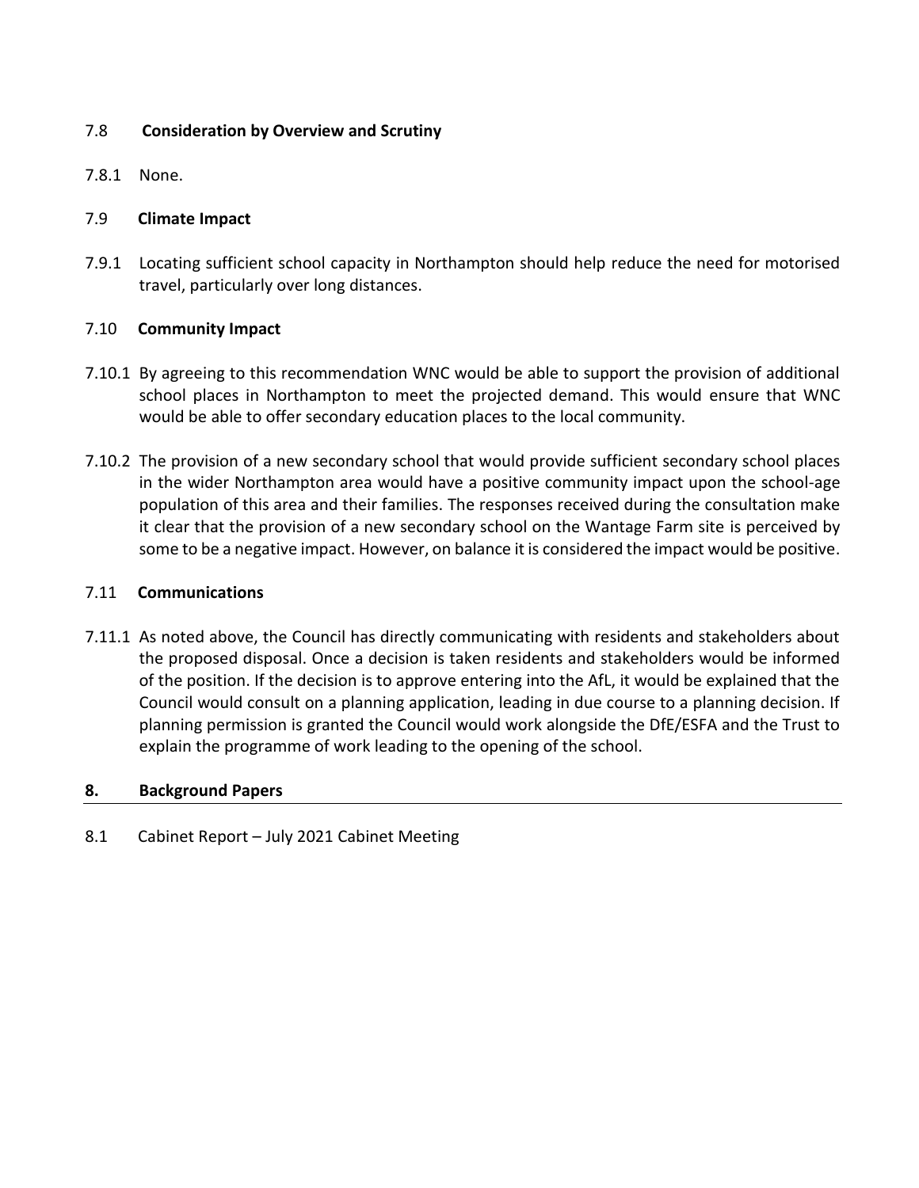### 7.8 Consideration by Overview and Scrutiny

7.8.1 None.

### 7.9 Climate Impact

7.9.1 Locating sufficient school capacity in Northampton should help reduce the need for motorised travel, particularly over long distances.

### 7.10 Community Impact

7.10.1 By agreeing to this recommendation WNC would be able to support the provision of additional school places in Northampton to meet the projected demand. This would ensure that WNC would be able to offer secondary education places to the local community.

7.10.2 The provision of a new secondary school that would provide sufficient secondary school places in the wider Northampton area would have a positive community impact upon the school-age population of this area and their families. The responses received during the consultation make it clear that the provision of a new secondary school on the Wantage Farm site is perceived by some to be a negative impact. However, on balance it is considered the impact would be positive.

### 7.11 Communications

7.11.1 As noted above, the Council has directly communicating with residents and stakeholders about the proposed disposal. Once a decision is taken residents and stakeholders would be informed of the position. If the decision is to approve entering into the AfL, it would be explained that the Council would consult on a planning application, leading in due course to a planning decision. If planning permission is granted the Council would work alongside the DfE/ESFA and the Trust to explain the programme of work leading to the opening of the school.

## 8. Background Papers

8.1 Cabinet Report – July 2021 Cabinet Meeting